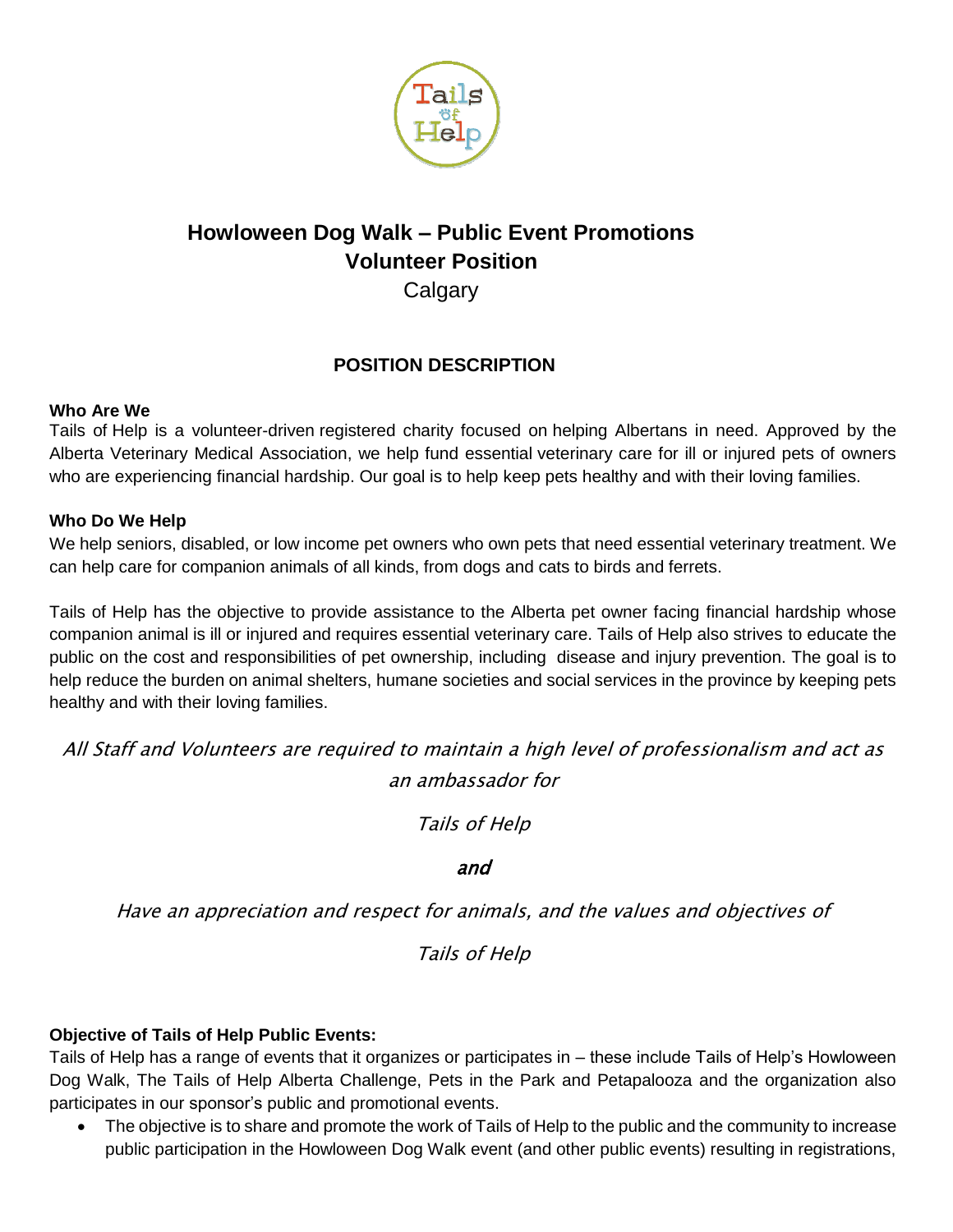# Howloween Dog Walk – Public Event Promotions Volunteer Position

Calgary

## POSITION DESCRIPTION

**Who Are We**

Tails of Help is a volunteer-driven registered charity focused on helping Albertans in need. Approved by the Alberta Veterinary Medical Association, we help fund essential veterinary care for ill or injured pets of owners who are experiencing financial hardship. Our goal is to help keep pets healthy and with their loving families.

**Who Do We Help**

We help seniors, disabled, or low income pet owners who own pets that need essential veterinary treatment. We can help care for companion animals of all kinds, from dogs and cats to birds and ferrets.

Tails of Help has the objective to provide assistance to the Alberta pet owner facing financial hardship whose companion animal is ill or injured and requires essential veterinary care. Tails of Help also strives to educate the public on the cost and responsibilities of pet ownership, including disease and injury prevention. The goal is to help reduce the burden on animal shelters, humane societies and social services in the province by keeping pets healthy and with their loving families.

*All Staff and Volunteers are required to maintain a high level of professionalism and act as an ambassador for*

*Tails of Help*

***and***

*Have an appreciation and respect for animals, and the values and objectives of*

*Tails of Help*

**Objective of Tails of Help Public Events:**

Tails of Help has a range of events that it organizes or participates in – these include Tails of Help's Howloween Dog Walk, The Tails of Help Alberta Challenge, Pets in the Park and Petapalooza and the organization also participates in our sponsor's public and promotional events.

- The objective is to share and promote the work of Tails of Help to the public and the community to increase public participation in the Howloween Dog Walk event (and other public events) resulting in registrations,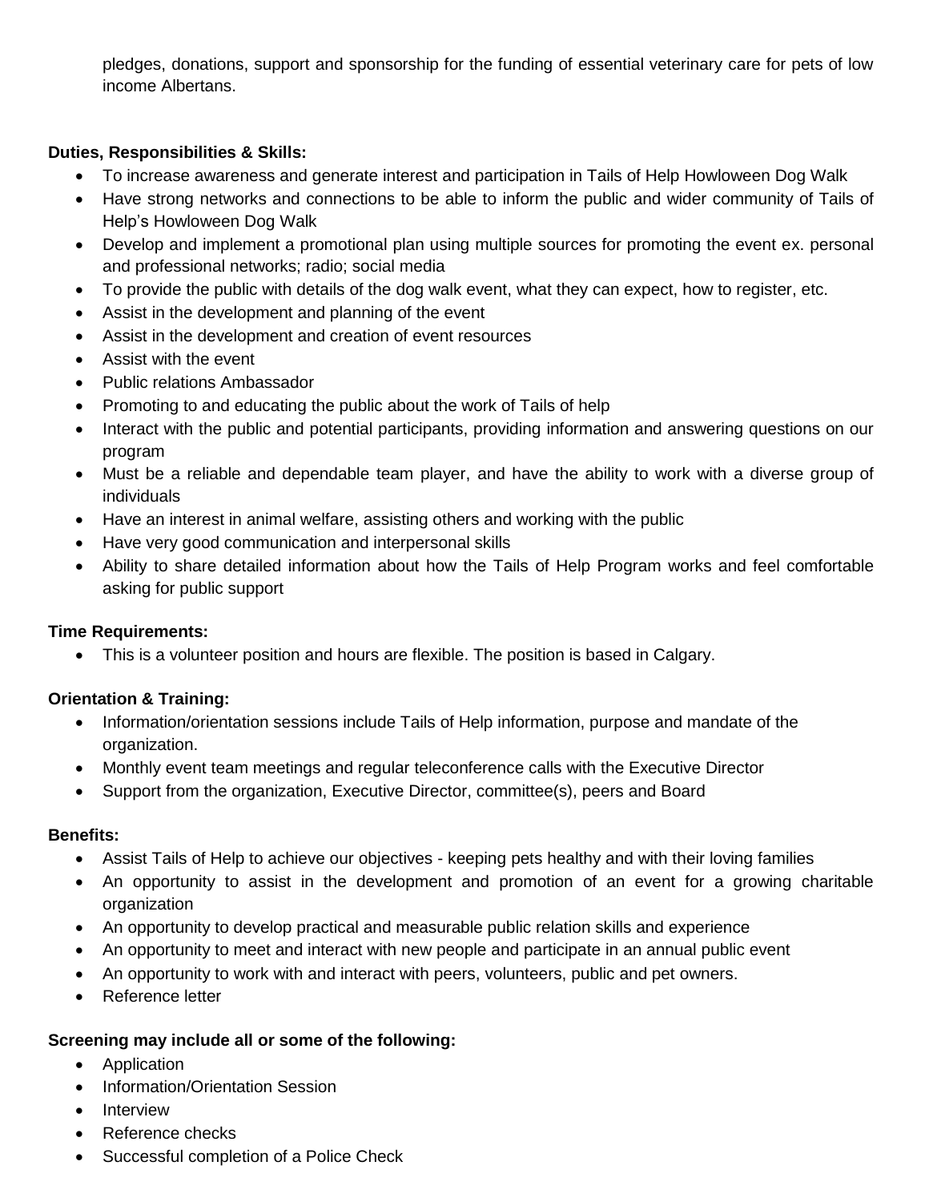pledges, donations, support and sponsorship for the funding of essential veterinary care for pets of low income Albertans.

**Duties, Responsibilities & Skills:**

- To increase awareness and generate interest and participation in Tails of Help Howloween Dog Walk
- Have strong networks and connections to be able to inform the public and wider community of Tails of Help's Howloween Dog Walk
- Develop and implement a promotional plan using multiple sources for promoting the event ex. personal and professional networks; radio; social media
- To provide the public with details of the dog walk event, what they can expect, how to register, etc.
- Assist in the development and planning of the event
- Assist in the development and creation of event resources
- Assist with the event
- Public relations Ambassador
- Promoting to and educating the public about the work of Tails of help
- Interact with the public and potential participants, providing information and answering questions on our program
- Must be a reliable and dependable team player, and have the ability to work with a diverse group of individuals
- Have an interest in animal welfare, assisting others and working with the public
- Have very good communication and interpersonal skills
- Ability to share detailed information about how the Tails of Help Program works and feel comfortable asking for public support

**Time Requirements:**

- This is a volunteer position and hours are flexible. The position is based in Calgary.

**Orientation & Training:**

- Information/orientation sessions include Tails of Help information, purpose and mandate of the organization.
- Monthly event team meetings and regular teleconference calls with the Executive Director
- Support from the organization, Executive Director, committee(s), peers and Board

**Benefits:**

- Assist Tails of Help to achieve our objectives - keeping pets healthy and with their loving families
- An opportunity to assist in the development and promotion of an event for a growing charitable organization
- An opportunity to develop practical and measurable public relation skills and experience
- An opportunity to meet and interact with new people and participate in an annual public event
- An opportunity to work with and interact with peers, volunteers, public and pet owners.
- Reference letter

**Screening may include all or some of the following:**

- Application
- Information/Orientation Session
- Interview
- Reference checks
- Successful completion of a Police Check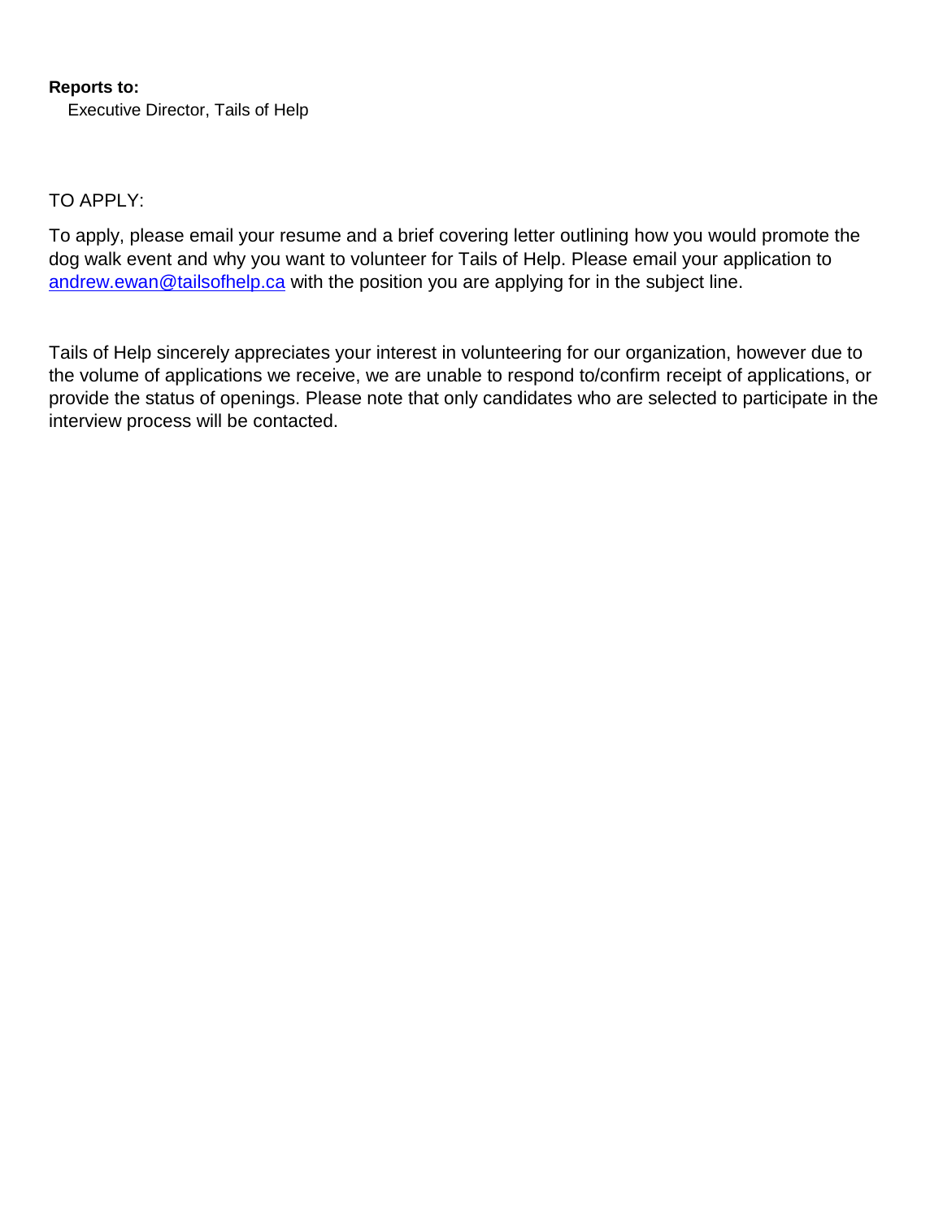**Reports to:**

Executive Director, Tails of Help

TO APPLY:

To apply, please email your resume and a brief covering letter outlining how you would promote the dog walk event and why you want to volunteer for Tails of Help. Please email your application to andrew.ewan@tailsofhelp.ca with the position you are applying for in the subject line.

Tails of Help sincerely appreciates your interest in volunteering for our organization, however due to the volume of applications we receive, we are unable to respond to/confirm receipt of applications, or provide the status of openings. Please note that only candidates who are selected to participate in the interview process will be contacted.